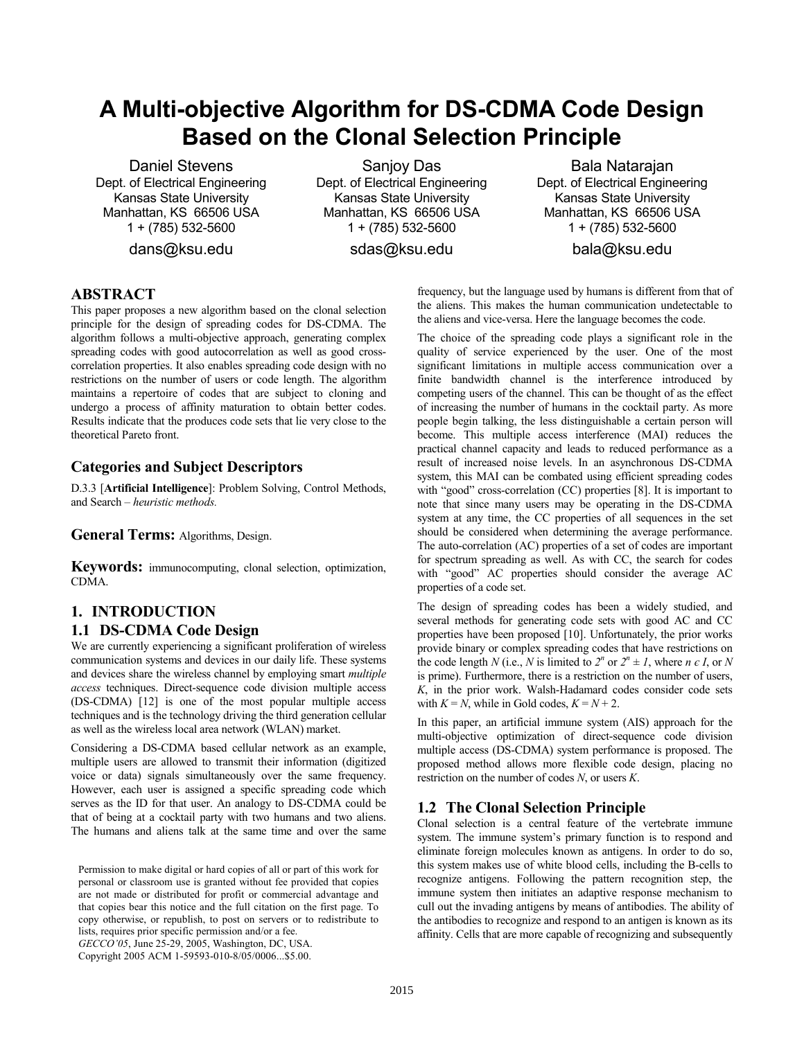# A Multi-objective Algorithm for DS-CDMA Code Design Based on the Clonal Selection Principle

Daniel Stevens
Dept. of Electrical Engineering
Kansas State University
Manhattan, KS 66506 USA
1 + (785) 532-5600
dans@ksu.edu

Sanjoy Das
Dept. of Electrical Engineering
Kansas State University
Manhattan, KS 66506 USA
1 + (785) 532-5600
sdas@ksu.edu

Bala Natarajan
Dept. of Electrical Engineering
Kansas State University
Manhattan, KS 66506 USA
1 + (785) 532-5600
bala@ksu.edu

## ABSTRACT

This paper proposes a new algorithm based on the clonal selection principle for the design of spreading codes for DS-CDMA. The algorithm follows a multi-objective approach, generating complex spreading codes with good autocorrelation as well as good cross-correlation properties. It also enables spreading code design with no restrictions on the number of users or code length. The algorithm maintains a repertoire of codes that are subject to cloning and undergo a process of affinity maturation to obtain better codes. Results indicate that the produces code sets that lie very close to the theoretical Pareto front.

## Categories and Subject Descriptors

D.3.3 [**Artificial Intelligence**]: Problem Solving, Control Methods, and Search – *heuristic methods.*

## General Terms:

Algorithms, Design.

## Keywords:

immunocomputing, clonal selection, optimization, CDMA.

## 1. INTRODUCTION

### 1.1 DS-CDMA Code Design

We are currently experiencing a significant proliferation of wireless communication systems and devices in our daily life. These systems and devices share the wireless channel by employing smart *multiple access* techniques. Direct-sequence code division multiple access (DS-CDMA) [12] is one of the most popular multiple access techniques and is the technology driving the third generation cellular as well as the wireless local area network (WLAN) market.

Considering a DS-CDMA based cellular network as an example, multiple users are allowed to transmit their information (digitized voice or data) signals simultaneously over the same frequency. However, each user is assigned a specific spreading code which serves as the ID for that user. An analogy to DS-CDMA could be that of being at a cocktail party with two humans and two aliens. The humans and aliens talk at the same time and over the same frequency, but the language used by humans is different from that of the aliens. This makes the human communication undetectable to the aliens and vice-versa. Here the language becomes the code.

The choice of the spreading code plays a significant role in the quality of service experienced by the user. One of the most significant limitations in multiple access communication over a finite bandwidth channel is the interference introduced by competing users of the channel. This can be thought of as the effect of increasing the number of humans in the cocktail party. As more people begin talking, the less distinguishable a certain person will become. This multiple access interference (MAI) reduces the practical channel capacity and leads to reduced performance as a result of increased noise levels. In an asynchronous DS-CDMA system, this MAI can be combated using efficient spreading codes with "good" cross-correlation (CC) properties [8]. It is important to note that since many users may be operating in the DS-CDMA system at any time, the CC properties of all sequences in the set should be considered when determining the average performance. The auto-correlation (AC) properties of a set of codes are important for spectrum spreading as well. As with CC, the search for codes with "good" AC properties should consider the average AC properties of a code set.

The design of spreading codes has been a widely studied, and several methods for generating code sets with good AC and CC properties have been proposed [10]. Unfortunately, the prior works provide binary or complex spreading codes that have restrictions on the code length $N$ (i.e., $N$ is limited to $2^n$ or $2^n \pm 1$, where $n \in I$, or $N$ is prime). Furthermore, there is a restriction on the number of users, $K$, in the prior work. Walsh-Hadamard codes consider code sets with $K = N$, while in Gold codes, $K = N + 2$.

In this paper, an artificial immune system (AIS) approach for the multi-objective optimization of direct-sequence code division multiple access (DS-CDMA) system performance is proposed. The proposed method allows more flexible code design, placing no restriction on the number of codes $N$, or users $K$.

### 1.2 The Clonal Selection Principle

Clonal selection is a central feature of the vertebrate immune system. The immune system's primary function is to respond and eliminate foreign molecules known as antigens. In order to do so, this system makes use of white blood cells, including the B-cells to recognize antigens. Following the pattern recognition step, the immune system then initiates an adaptive response mechanism to cull out the invading antigens by means of antibodies. The ability of the antibodies to recognize and respond to an antigen is known as its affinity. Cells that are more capable of recognizing and subsequently

Permission to make digital or hard copies of all or part of this work for personal or classroom use is granted without fee provided that copies are not made or distributed for profit or commercial advantage and that copies bear this notice and the full citation on the first page. To copy otherwise, or republish, to post on servers or to redistribute to lists, requires prior specific permission and/or a fee.
*GECCO'05*, June 25-29, 2005, Washington, DC, USA.
Copyright 2005 ACM 1-59593-010-8/05/0006...$5.00.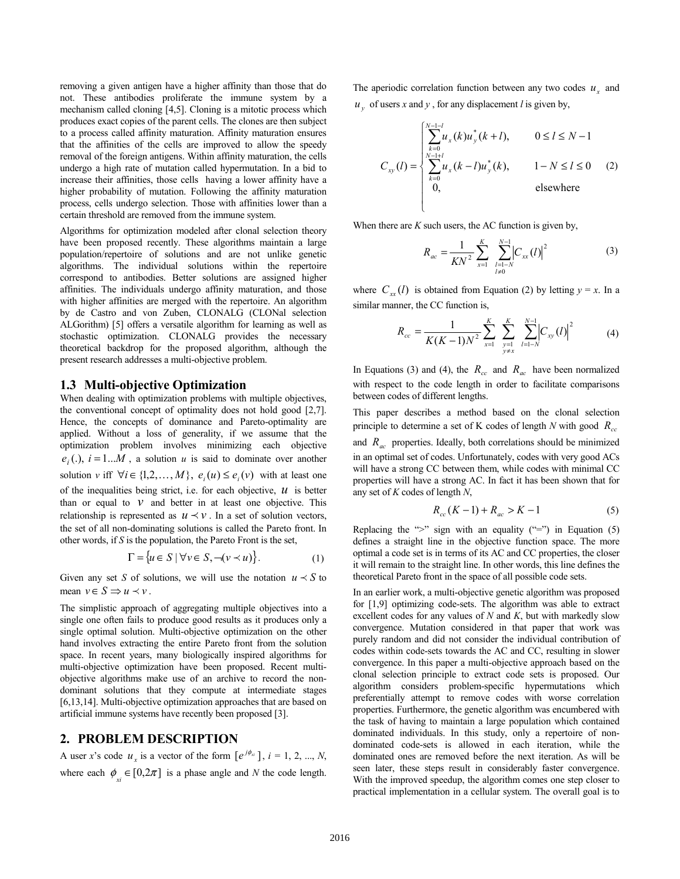removing a given antigen have a higher affinity than those that do not. These antibodies proliferate the immune system by a mechanism called cloning [4,5]. Cloning is a mitotic process which produces exact copies of the parent cells. The clones are then subject to a process called affinity maturation. Affinity maturation ensures that the affinities of the cells are improved to allow the speedy removal of the foreign antigens. Within affinity maturation, the cells undergo a high rate of mutation called hypermutation. In a bid to increase their affinities, those cells having a lower affinity have a higher probability of mutation. Following the affinity maturation process, cells undergo selection. Those with affinities lower than a certain threshold are removed from the immune system.

Algorithms for optimization modeled after clonal selection theory have been proposed recently. These algorithms maintain a large population/repertoire of solutions and are not unlike genetic algorithms. The individual solutions within the repertoire correspond to antibodies. Better solutions are assigned higher affinities. The individuals undergo affinity maturation, and those with higher affinities are merged with the repertoire. An algorithm by de Castro and von Zuben, CLONALG (CLONal selection ALGorithm) [5] offers a versatile algorithm for learning as well as stochastic optimization. CLONALG provides the necessary theoretical backdrop for the proposed algorithm, although the present research addresses a multi-objective problem.

### 1.3 Multi-objective Optimization

When dealing with optimization problems with multiple objectives, the conventional concept of optimality does not hold good [2,7]. Hence, the concepts of dominance and Pareto-optimality are applied. Without a loss of generality, if we assume that the optimization problem involves minimizing each objective $e_i(.)$, $i = 1...M$, a solution $u$ is said to dominate over another solution $v$ iff $\forall i \in \{1,2,\ldots,M\}$, $e_i(u) \le e_i(v)$ with at least one of the inequalities being strict, i.e. for each objective, $u$ is better than or equal to $v$ and better in at least one objective. This relationship is represented as $u \prec v$. In a set of solution vectors, the set of all non-dominating solutions is called the Pareto front. In other words, if $S$ is the population, the Pareto Front is the set,

$$\Gamma = \{u \in S \mid \forall v \in S, \neg(v \prec u)\}. \qquad (1)$$

Given any set $S$ of solutions, we will use the notation $u \prec S$ to mean $v \in S \Rightarrow u \prec v$.

The simplistic approach of aggregating multiple objectives into a single one often fails to produce good results as it produces only a single optimal solution. Multi-objective optimization on the other hand involves extracting the entire Pareto front from the solution space. In recent years, many biologically inspired algorithms for multi-objective optimization have been proposed. Recent multi-objective algorithms make use of an archive to record the non-dominant solutions that they compute at intermediate stages [6,13,14]. Multi-objective optimization approaches that are based on artificial immune systems have recently been proposed [3].

## 2. PROBLEM DESCRIPTION

A user $x$'s code $u_x$ is a vector of the form $[e^{j\phi_{xi}}]$, $i$ = 1, 2, ..., $N$, where each $\phi_{xi} \in [0,2\pi]$ is a phase angle and $N$ the code length. The aperiodic correlation function between any two codes $u_x$ and $u_y$ of users $x$ and $y$, for any displacement $l$ is given by,

$$C_{xy}(l) = \begin{cases} \sum_{k=0}^{N-1-l} u_x(k)u_y^*(k+l), & 0 \le l \le N-1 \\ \sum_{k=0}^{N-1+l} u_x(k-l)u_y^*(k), & 1-N \le l \le 0 \\ 0, & \text{elsewhere} \end{cases} \qquad (2)$$

When there are $K$ such users, the AC function is given by,

$$R_{ac} = \frac{1}{KN^2} \sum_{x=1}^{K} \sum_{\substack{l=1-N \\ l \ne 0}}^{N-1} |C_{xx}(l)|^2 \qquad (3)$$

where $C_{xx}(l)$ is obtained from Equation (2) by letting $y = x$. In a similar manner, the CC function is,

$$R_{cc} = \frac{1}{K(K-1)N^2} \sum_{x=1}^{K} \sum_{\substack{y=1 \\ y \ne x}}^{K} \sum_{l=1-N}^{N-1} |C_{xy}(l)|^2 \qquad (4)$$

In Equations (3) and (4), the $R_{cc}$ and $R_{ac}$ have been normalized with respect to the code length in order to facilitate comparisons between codes of different lengths.

This paper describes a method based on the clonal selection principle to determine a set of K codes of length $N$ with good $R_{cc}$ and $R_{ac}$ properties. Ideally, both correlations should be minimized in an optimal set of codes. Unfortunately, codes with very good ACs will have a strong CC between them, while codes with minimal CC properties will have a strong AC. In fact it has been shown that for any set of $K$ codes of length $N$,

$$R_{cc}(K-1) + R_{ac} > K-1 \qquad (5)$$

Replacing the ">" sign with an equality ("=") in Equation (5) defines a straight line in the objective function space. The more optimal a code set is in terms of its AC and CC properties, the closer it will remain to the straight line. In other words, this line defines the theoretical Pareto front in the space of all possible code sets.

In an earlier work, a multi-objective genetic algorithm was proposed for [1,9] optimizing code-sets. The algorithm was able to extract excellent codes for any values of $N$ and $K$, but with markedly slow convergence. Mutation considered in that paper that work was purely random and did not consider the individual contribution of codes within code-sets towards the AC and CC, resulting in slower convergence. In this paper a multi-objective approach based on the clonal selection principle to extract code sets is proposed. Our algorithm considers problem-specific hypermutations which preferentially attempt to remove codes with worse correlation properties. Furthermore, the genetic algorithm was encumbered with the task of having to maintain a large population which contained dominated individuals. In this study, only a repertoire of non-dominated code-sets is allowed in each iteration, while the dominated ones are removed before the next iteration. As will be seen later, these steps result in considerably faster convergence. With the improved speedup, the algorithm comes one step closer to practical implementation in a cellular system. The overall goal is to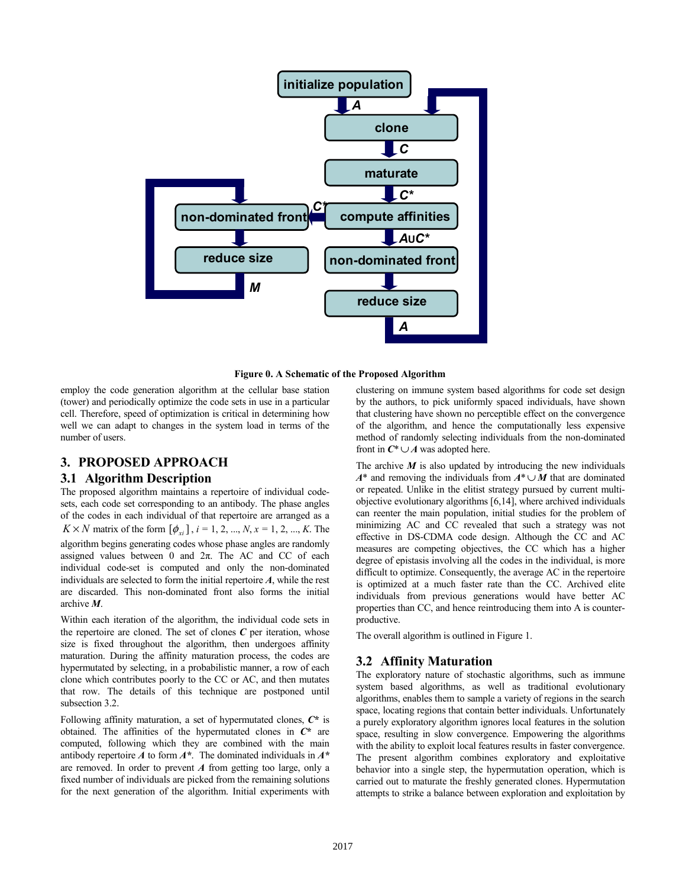initialize population

A

clone

C

maturate

C*

C*

non-dominated front

compute affinities

A∪C*

reduce size

non-dominated front

M

reduce size

A

**Figure 0. A Schematic of the Proposed Algorithm**

employ the code generation algorithm at the cellular base station (tower) and periodically optimize the code sets in use in a particular cell. Therefore, speed of optimization is critical in determining how well we can adapt to changes in the system load in terms of the number of users.

## 3. PROPOSED APPROACH

### 3.1 Algorithm Description

The proposed algorithm maintains a repertoire of individual code-sets, each code set corresponding to an antibody. The phase angles of the codes in each individual of that repertoire are arranged as a $K \times N$ matrix of the form $[\phi_{xi}]$, $i$ = 1, 2, ..., $N$, $x$ = 1, 2, ..., $K$. The algorithm begins generating codes whose phase angles are randomly assigned values between 0 and 2π. The AC and CC of each individual code-set is computed and only the non-dominated individuals are selected to form the initial repertoire ***A***, while the rest are discarded. This non-dominated front also forms the initial archive ***M***.

Within each iteration of the algorithm, the individual code sets in the repertoire are cloned. The set of clones ***C*** per iteration, whose size is fixed throughout the algorithm, then undergoes affinity maturation. During the affinity maturation process, the codes are hypermutated by selecting, in a probabilistic manner, a row of each clone which contributes poorly to the CC or AC, and then mutates that row. The details of this technique are postponed until subsection 3.2.

Following affinity maturation, a set of hypermutated clones, ***C****, is obtained. The affinities of the hypermutated clones in ***C**** are computed, following which they are combined with the main antibody repertoire ***A*** to form ***A****. The dominated individuals in ***A**** are removed. In order to prevent ***A*** from getting too large, only a fixed number of individuals are picked from the remaining solutions for the next generation of the algorithm. Initial experiments with clustering on immune system based algorithms for code set design by the authors, to pick uniformly spaced individuals, have shown that clustering have shown no perceptible effect on the convergence of the algorithm, and hence the computationally less expensive method of randomly selecting individuals from the non-dominated front in $\boldsymbol{C}^* \cup \boldsymbol{A}$ was adopted here.

The archive ***M*** is also updated by introducing the new individuals ***A**** and removing the individuals from $\boldsymbol{A}^* \cup \boldsymbol{M}$ that are dominated or repeated. Unlike in the elitist strategy pursued by current multi-objective evolutionary algorithms [6,14], where archived individuals can reenter the main population, initial studies for the problem of minimizing AC and CC revealed that such a strategy was not effective in DS-CDMA code design. Although the CC and AC measures are competing objectives, the CC which has a higher degree of epistasis involving all the codes in the individual, is more difficult to optimize. Consequently, the average AC in the repertoire is optimized at a much faster rate than the CC. Archived elite individuals from previous generations would have better AC properties than CC, and hence reintroducing them into A is counter-productive.

The overall algorithm is outlined in Figure 1.

### 3.2 Affinity Maturation

The exploratory nature of stochastic algorithms, such as immune system based algorithms, as well as traditional evolutionary algorithms, enables them to sample a variety of regions in the search space, locating regions that contain better individuals. Unfortunately a purely exploratory algorithm ignores local features in the solution space, resulting in slow convergence. Empowering the algorithms with the ability to exploit local features results in faster convergence. The present algorithm combines exploratory and exploitative behavior into a single step, the hypermutation operation, which is carried out to maturate the freshly generated clones. Hypermutation attempts to strike a balance between exploration and exploitation by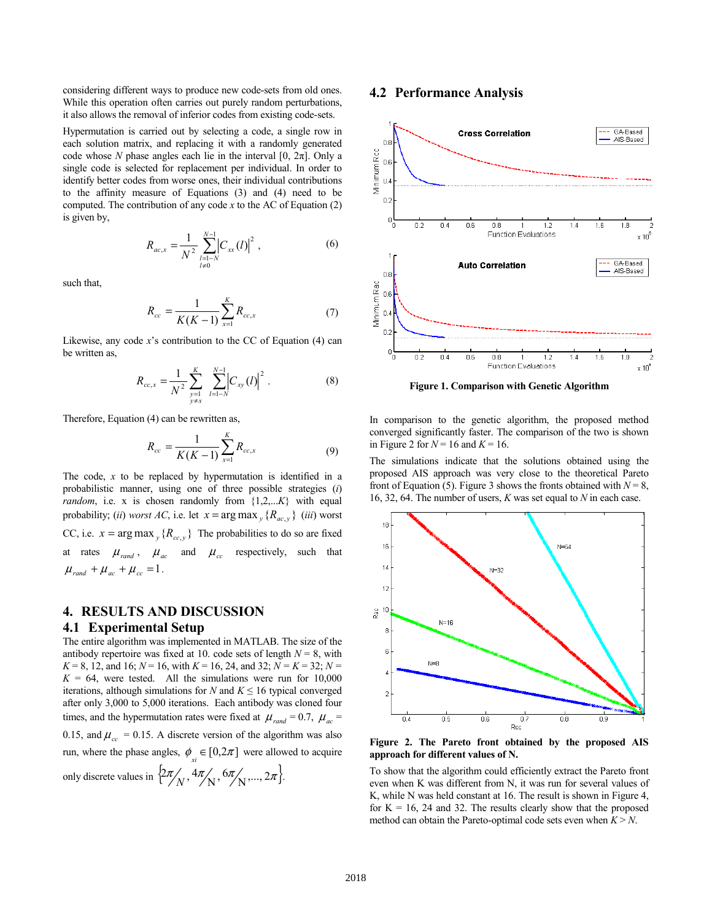considering different ways to produce new code-sets from old ones. While this operation often carries out purely random perturbations, it also allows the removal of inferior codes from existing code-sets.

Hypermutation is carried out by selecting a code, a single row in each solution matrix, and replacing it with a randomly generated code whose $N$ phase angles each lie in the interval $[0, 2\pi]$. Only a single code is selected for replacement per individual. In order to identify better codes from worse ones, their individual contributions to the affinity measure of Equations (3) and (4) need to be computed. The contribution of any code $x$ to the AC of Equation (2) is given by,

$$R_{ac,x} = \frac{1}{N^2} \sum_{\substack{l=1-N \\ l \neq 0}}^{N-1} \left| C_{xx}(l) \right|^2 , \tag{6}$$

such that,

$$R_{cc} = \frac{1}{K(K-1)} \sum_{x=1}^{K} R_{cc,x} \tag{7}$$

Likewise, any code $x$'s contribution to the CC of Equation (4) can be written as,

$$R_{cc,x} = \frac{1}{N^2} \sum_{\substack{y=1 \\ y \neq x}}^{K} \sum_{l=1-N}^{N-1} \left| C_{xy}(l) \right|^2 . \tag{8}$$

Therefore, Equation (4) can be rewritten as,

$$R_{cc} = \frac{1}{K(K-1)} \sum_{x=1}^{K} R_{cc,x} \tag{9}$$

The code, $x$ to be replaced by hypermutation is identified in a probabilistic manner, using one of three possible strategies (*i*) *random*, i.e. x is chosen randomly from $\{1,2,...K\}$ with equal probability; (*ii*) *worst AC*, i.e. let $x = \arg\max_y \{R_{ac,y}\}$ (*iii*) worst CC, i.e. $x = \arg\max_y \{R_{cc,y}\}$ The probabilities to do so are fixed at rates $\mu_{rand}$, $\mu_{ac}$ and $\mu_{cc}$ respectively, such that $\mu_{rand} + \mu_{ac} + \mu_{cc} = 1$.

## 4. RESULTS AND DISCUSSION

### 4.1 Experimental Setup

The entire algorithm was implemented in MATLAB. The size of the antibody repertoire was fixed at 10. code sets of length $N = 8$, with $K = 8$, 12, and 16; $N = 16$, with $K = 16$, 24, and 32; $N = K = 32$; $N = K = 64$, were tested. All the simulations were run for 10,000 iterations, although simulations for $N$ and $K \leq 16$ typical converged after only 3,000 to 5,000 iterations. Each antibody was cloned four times, and the hypermutation rates were fixed at $\mu_{rand} = 0.7$, $\mu_{ac} = 0.15$, and $\mu_{cc} = 0.15$. A discrete version of the algorithm was also run, where the phase angles, $\phi_{xi} \in [0, 2\pi]$ were allowed to acquire only discrete values in $\left\{ 2\pi/N, 4\pi/N, 6\pi/N, ..., 2\pi \right\}$.

### 4.2 Performance Analysis

**Figure 1. Comparison with Genetic Algorithm**

In comparison to the genetic algorithm, the proposed method converged significantly faster. The comparison of the two is shown in Figure 2 for $N = 16$ and $K = 16$.

The simulations indicate that the solutions obtained using the proposed AIS approach was very close to the theoretical Pareto front of Equation (5). Figure 3 shows the fronts obtained with $N = 8$, 16, 32, 64. The number of users, $K$ was set equal to $N$ in each case.

**Figure 2. The Pareto front obtained by the proposed AIS approach for different values of N.**

To show that the algorithm could efficiently extract the Pareto front even when K was different from N, it was run for several values of K, while N was held constant at 16. The result is shown in Figure 4, for K = 16, 24 and 32. The results clearly show that the proposed method can obtain the Pareto-optimal code sets even when $K > N$.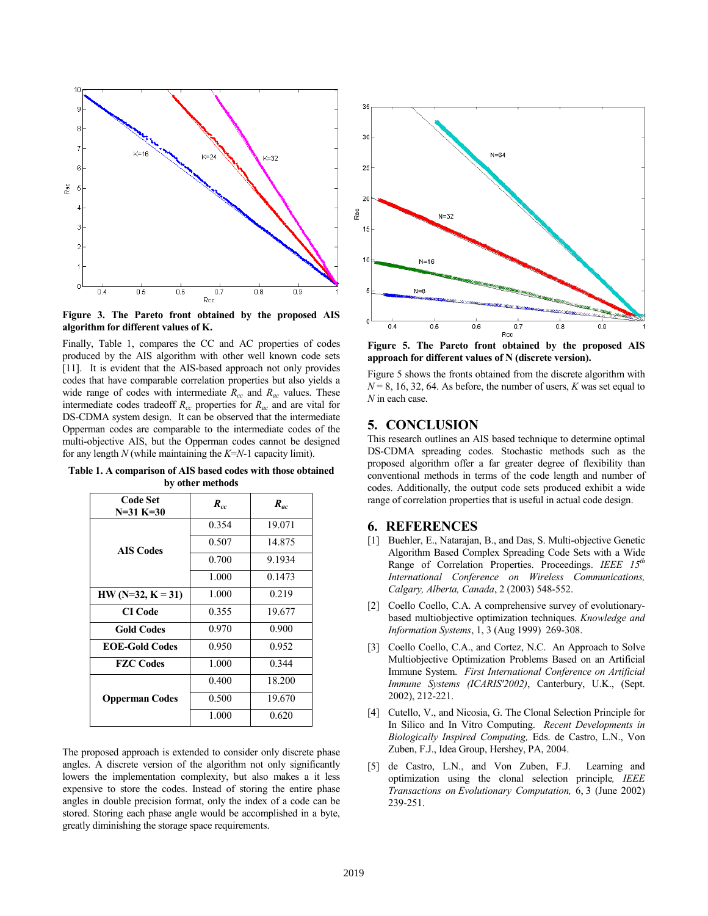**Figure 3. The Pareto front obtained by the proposed AIS algorithm for different values of K.**

Finally, Table 1, compares the CC and AC properties of codes produced by the AIS algorithm with other well known code sets [11]. It is evident that the AIS-based approach not only provides codes that have comparable correlation properties but also yields a wide range of codes with intermediate $R_{cc}$ and $R_{ac}$ values. These intermediate codes tradeoff $R_{cc}$ properties for $R_{ac}$ and are vital for DS-CDMA system design. It can be observed that the intermediate Opperman codes are comparable to the intermediate codes of the multi-objective AIS, but the Opperman codes cannot be designed for any length $N$ (while maintaining the $K$=$N$-1 capacity limit).

**Table 1. A comparison of AIS based codes with those obtained by other methods**

| Code Set N=31 K=30 | $R_{cc}$ | $R_{ac}$ |
|---|---|---|
| AIS Codes | 0.354 | 19.071 |
| | 0.507 | 14.875 |
| | 0.700 | 9.1934 |
| | 1.000 | 0.1473 |
| HW (N=32, K = 31) | 1.000 | 0.219 |
| CI Code | 0.355 | 19.677 |
| Gold Codes | 0.970 | 0.900 |
| EOE-Gold Codes | 0.950 | 0.952 |
| FZC Codes | 1.000 | 0.344 |
| Opperman Codes | 0.400 | 18.200 |
| | 0.500 | 19.670 |
| | 1.000 | 0.620 |

The proposed approach is extended to consider only discrete phase angles. A discrete version of the algorithm not only significantly lowers the implementation complexity, but also makes a it less expensive to store the codes. Instead of storing the entire phase angles in double precision format, only the index of a code can be stored. Storing each phase angle would be accomplished in a byte, greatly diminishing the storage space requirements.

**Figure 5. The Pareto front obtained by the proposed AIS approach for different values of N (discrete version).**

Figure 5 shows the fronts obtained from the discrete algorithm with $N$ = 8, 16, 32, 64. As before, the number of users, $K$ was set equal to $N$ in each case.

## 5. CONCLUSION

This research outlines an AIS based technique to determine optimal DS-CDMA spreading codes. Stochastic methods such as the proposed algorithm offer a far greater degree of flexibility than conventional methods in terms of the code length and number of codes. Additionally, the output code sets produced exhibit a wide range of correlation properties that is useful in actual code design.

## 6. REFERENCES

[1] Buehler, E., Natarajan, B., and Das, S. Multi-objective Genetic Algorithm Based Complex Spreading Code Sets with a Wide Range of Correlation Properties. Proceedings. *IEEE 15th International Conference on Wireless Communications, Calgary, Alberta, Canada*, 2 (2003) 548-552.

[2] Coello Coello, C.A. A comprehensive survey of evolutionary-based multiobjective optimization techniques. *Knowledge and Information Systems*, 1, 3 (Aug 1999) 269-308.

[3] Coello Coello, C.A., and Cortez, N.C. An Approach to Solve Multiobjective Optimization Problems Based on an Artificial Immune System. *First International Conference on Artificial Immune Systems (ICARIS'2002)*, Canterbury, U.K., (Sept. 2002), 212-221.

[4] Cutello, V., and Nicosia, G. The Clonal Selection Principle for In Silico and In Vitro Computing. *Recent Developments in Biologically Inspired Computing,* Eds. de Castro, L.N., Von Zuben, F.J., Idea Group, Hershey, PA, 2004.

[5] de Castro, L.N., and Von Zuben, F.J. Learning and optimization using the clonal selection principle, *IEEE Transactions on Evolutionary Computation,* 6, 3 (June 2002) 239-251.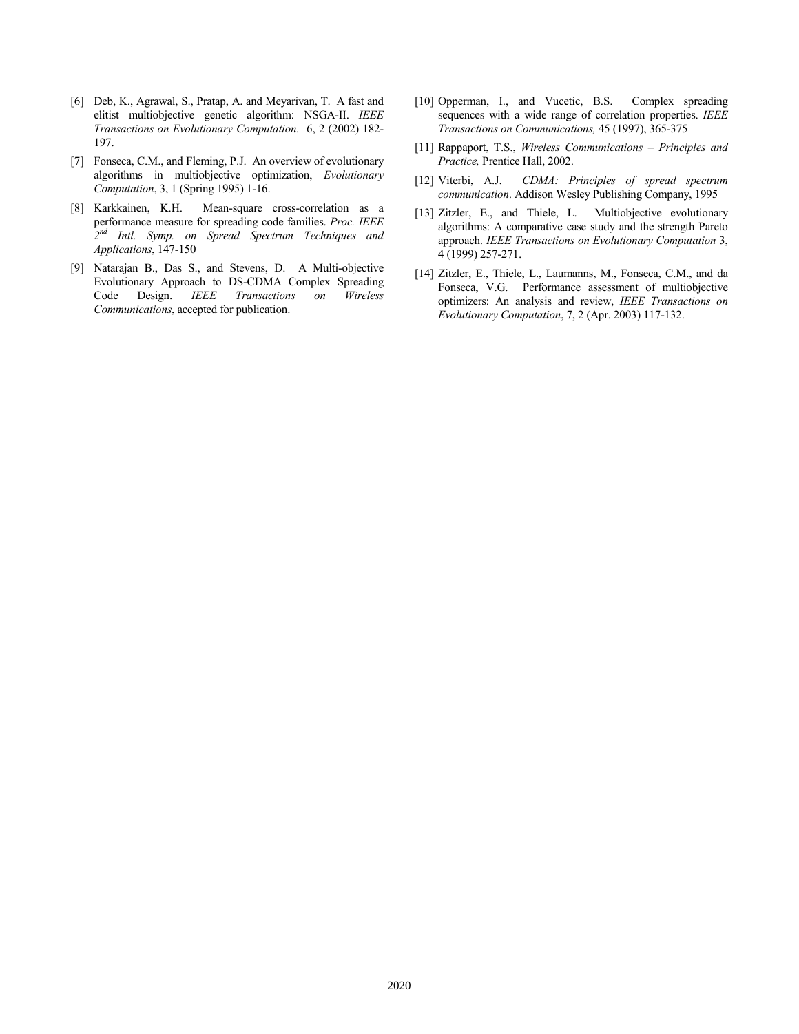[6] Deb, K., Agrawal, S., Pratap, A. and Meyarivan, T. A fast and elitist multiobjective genetic algorithm: NSGA-II. *IEEE Transactions on Evolutionary Computation.* 6, 2 (2002) 182-197.

[7] Fonseca, C.M., and Fleming, P.J. An overview of evolutionary algorithms in multiobjective optimization, *Evolutionary Computation*, 3, 1 (Spring 1995) 1-16.

[8] Karkkainen, K.H. Mean-square cross-correlation as a performance measure for spreading code families. *Proc. IEEE 2nd Intl. Symp. on Spread Spectrum Techniques and Applications*, 147-150

[9] Natarajan B., Das S., and Stevens, D. A Multi-objective Evolutionary Approach to DS-CDMA Complex Spreading Code Design. *IEEE Transactions on Wireless Communications*, accepted for publication.

[10] Opperman, I., and Vucetic, B.S. Complex spreading sequences with a wide range of correlation properties. *IEEE Transactions on Communications,* 45 (1997), 365-375

[11] Rappaport, T.S., *Wireless Communications – Principles and Practice,* Prentice Hall, 2002.

[12] Viterbi, A.J. *CDMA: Principles of spread spectrum communication*. Addison Wesley Publishing Company, 1995

[13] Zitzler, E., and Thiele, L. Multiobjective evolutionary algorithms: A comparative case study and the strength Pareto approach. *IEEE Transactions on Evolutionary Computation* 3, 4 (1999) 257-271.

[14] Zitzler, E., Thiele, L., Laumanns, M., Fonseca, C.M., and da Fonseca, V.G. Performance assessment of multiobjective optimizers: An analysis and review, *IEEE Transactions on Evolutionary Computation*, 7, 2 (Apr. 2003) 117-132.